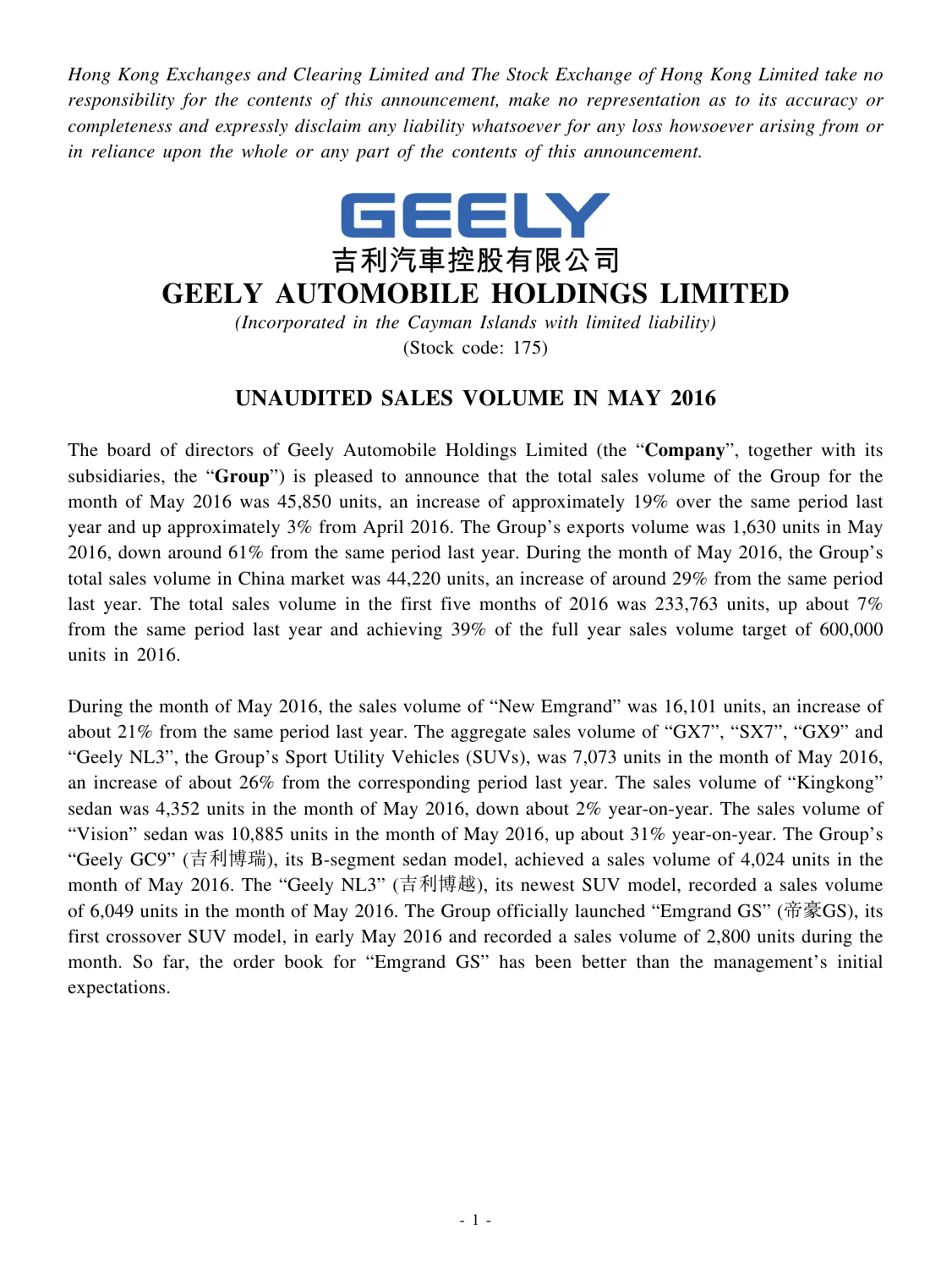*Hong Kong Exchanges and Clearing Limited and The Stock Exchange of Hong Kong Limited take no responsibility for the contents of this announcement, make no representation as to its accuracy or completeness and expressly disclaim any liability whatsoever for any loss howsoever arising from or in reliance upon the whole or any part of the contents of this announcement.*

GEELY

# 吉利汽車控股有限公司
# GEELY AUTOMOBILE HOLDINGS LIMITED

*(Incorporated in the Cayman Islands with limited liability)*
(Stock code: 175)

## UNAUDITED SALES VOLUME IN MAY 2016

The board of directors of Geely Automobile Holdings Limited (the "**Company**", together with its subsidiaries, the "**Group**") is pleased to announce that the total sales volume of the Group for the month of May 2016 was 45,850 units, an increase of approximately 19% over the same period last year and up approximately 3% from April 2016. The Group's exports volume was 1,630 units in May 2016, down around 61% from the same period last year. During the month of May 2016, the Group's total sales volume in China market was 44,220 units, an increase of around 29% from the same period last year. The total sales volume in the first five months of 2016 was 233,763 units, up about 7% from the same period last year and achieving 39% of the full year sales volume target of 600,000 units in 2016.

During the month of May 2016, the sales volume of "New Emgrand" was 16,101 units, an increase of about 21% from the same period last year. The aggregate sales volume of "GX7", "SX7", "GX9" and "Geely NL3", the Group's Sport Utility Vehicles (SUVs), was 7,073 units in the month of May 2016, an increase of about 26% from the corresponding period last year. The sales volume of "Kingkong" sedan was 4,352 units in the month of May 2016, down about 2% year-on-year. The sales volume of "Vision" sedan was 10,885 units in the month of May 2016, up about 31% year-on-year. The Group's "Geely GC9" (吉利博瑞), its B-segment sedan model, achieved a sales volume of 4,024 units in the month of May 2016. The "Geely NL3" (吉利博越), its newest SUV model, recorded a sales volume of 6,049 units in the month of May 2016. The Group officially launched "Emgrand GS" (帝豪GS), its first crossover SUV model, in early May 2016 and recorded a sales volume of 2,800 units during the month. So far, the order book for "Emgrand GS" has been better than the management's initial expectations.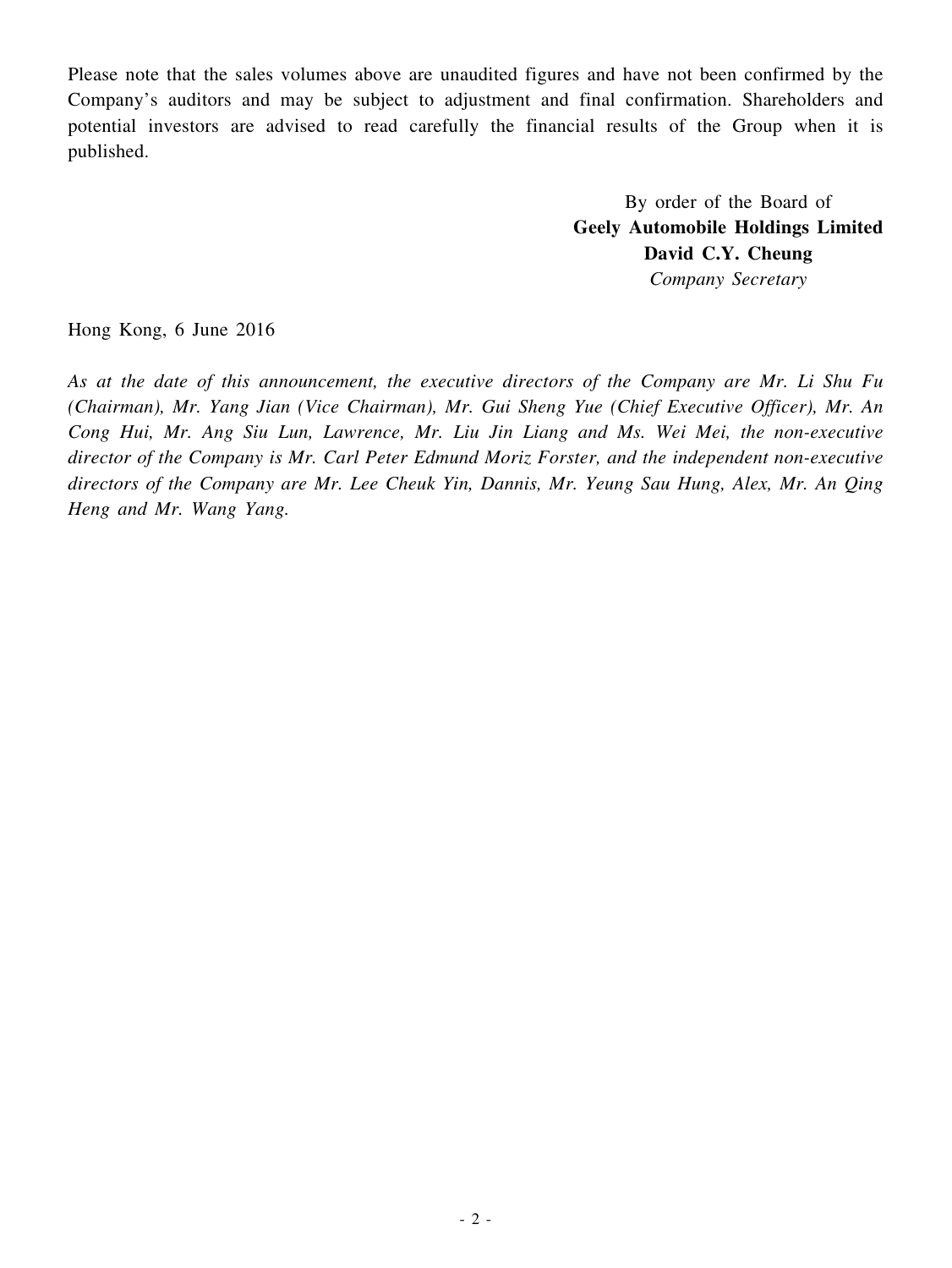Please note that the sales volumes above are unaudited figures and have not been confirmed by the Company's auditors and may be subject to adjustment and final confirmation. Shareholders and potential investors are advised to read carefully the financial results of the Group when it is published.

By order of the Board of
**Geely Automobile Holdings Limited**
**David C.Y. Cheung**
*Company Secretary*

Hong Kong, 6 June 2016

*As at the date of this announcement, the executive directors of the Company are Mr. Li Shu Fu (Chairman), Mr. Yang Jian (Vice Chairman), Mr. Gui Sheng Yue (Chief Executive Officer), Mr. An Cong Hui, Mr. Ang Siu Lun, Lawrence, Mr. Liu Jin Liang and Ms. Wei Mei, the non-executive director of the Company is Mr. Carl Peter Edmund Moriz Forster, and the independent non-executive directors of the Company are Mr. Lee Cheuk Yin, Dannis, Mr. Yeung Sau Hung, Alex, Mr. An Qing Heng and Mr. Wang Yang.*